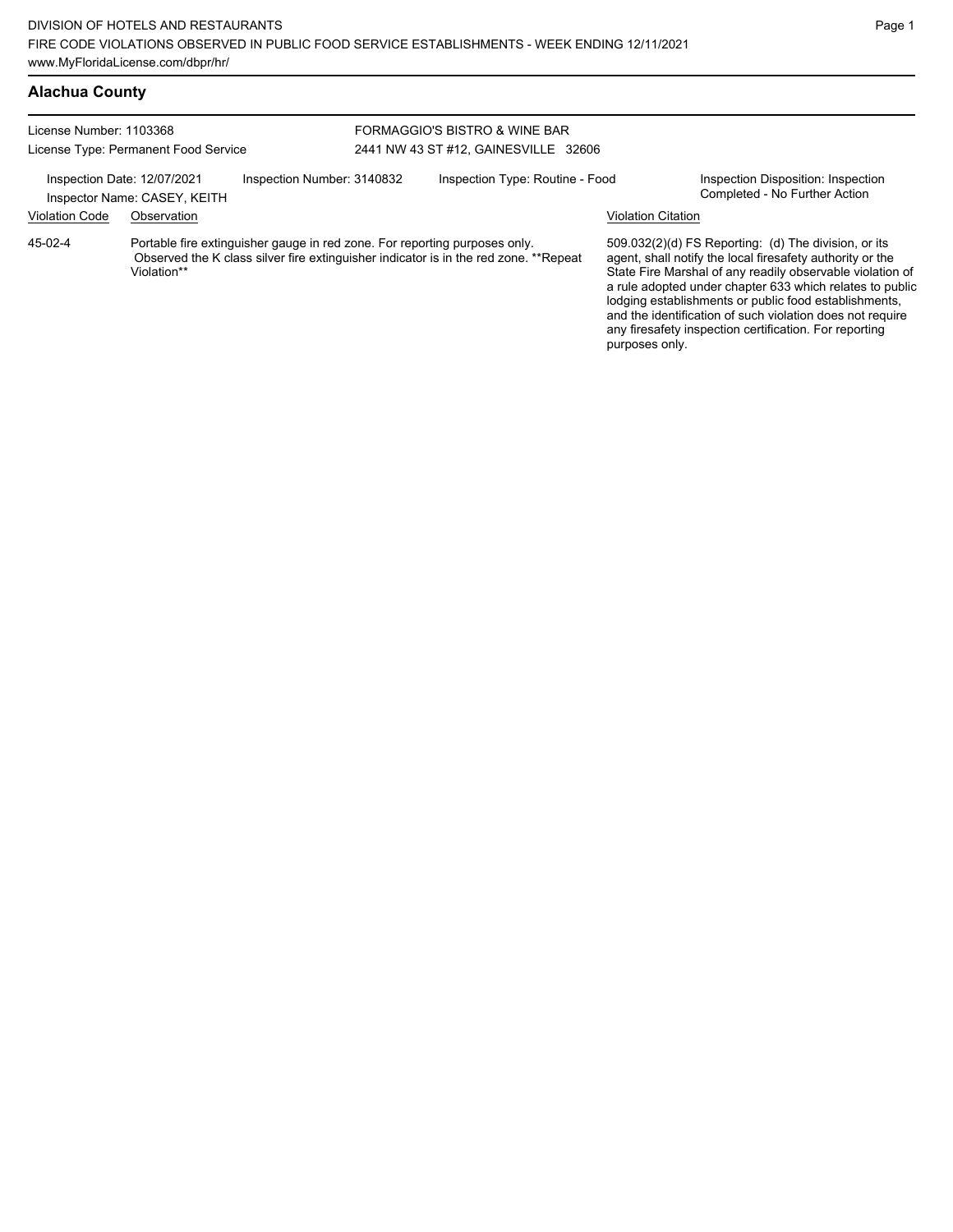DIVISION OF HOTELS AND RESTAURANTS
FIRE CODE VIOLATIONS OBSERVED IN PUBLIC FOOD SERVICE ESTABLISHMENTS - WEEK ENDING 12/11/2021
www.MyFloridaLicense.com/dbpr/hr/

## Alachua County

License Number: 1103368
License Type: Permanent Food Service

FORMAGGIO'S BISTRO & WINE BAR
2441 NW 43 ST #12, GAINESVILLE 32606

Inspection Date: 12/07/2021
Inspector Name: CASEY, KEITH
Inspection Number: 3140832
Inspection Type: Routine - Food
Inspection Disposition: Inspection Completed - No Further Action

| Violation Code | Observation | Violation Citation |
|---|---|---|
| 45-02-4 | Portable fire extinguisher gauge in red zone. For reporting purposes only. Observed the K class silver fire extinguisher indicator is in the red zone. **Repeat Violation** | 509.032(2)(d) FS Reporting: (d) The division, or its agent, shall notify the local firesafety authority or the State Fire Marshal of any readily observable violation of a rule adopted under chapter 633 which relates to public lodging establishments or public food establishments, and the identification of such violation does not require any firesafety inspection certification. For reporting purposes only. |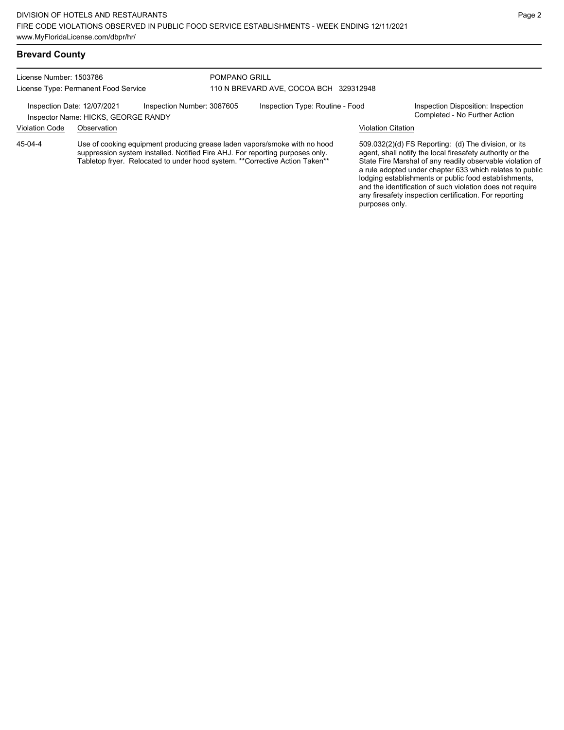## Brevard County

License Number: 1503786
License Type: Permanent Food Service

POMPANO GRILL
110 N BREVARD AVE, COCOA BCH 329312948

Inspection Date: 12/07/2021
Inspector Name: HICKS, GEORGE RANDY
Inspection Number: 3087605
Inspection Type: Routine - Food
Inspection Disposition: Inspection Completed - No Further Action

| Violation Code | Observation | Violation Citation |
| --- | --- | --- |
| 45-04-4 | Use of cooking equipment producing grease laden vapors/smoke with no hood suppression system installed. Notified Fire AHJ. For reporting purposes only. Tabletop fryer. Relocated to under hood system. **Corrective Action Taken** | 509.032(2)(d) FS Reporting: (d) The division, or its agent, shall notify the local firesafety authority or the State Fire Marshal of any readily observable violation of a rule adopted under chapter 633 which relates to public lodging establishments or public food establishments, and the identification of such violation does not require any firesafety inspection certification. For reporting purposes only. |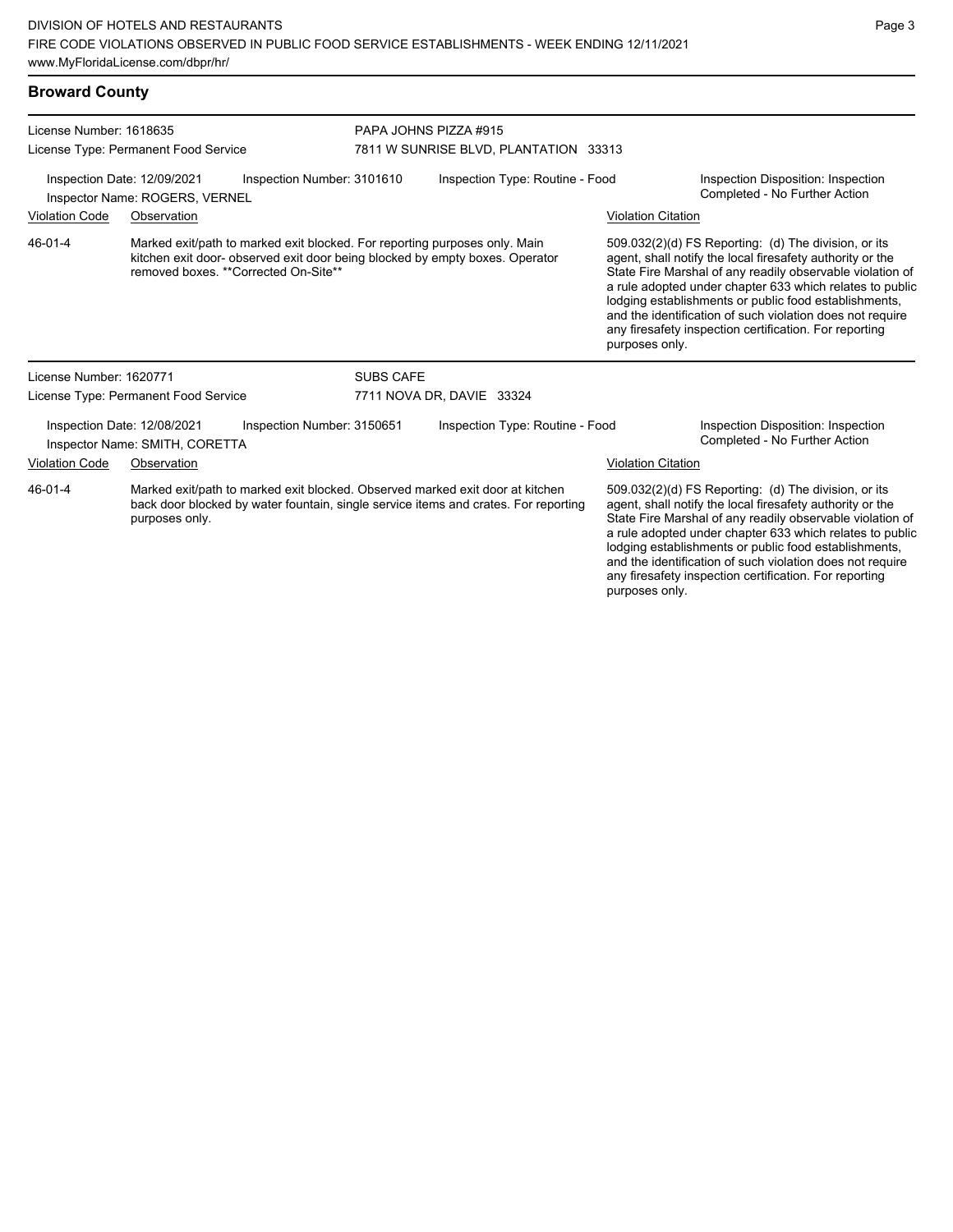## Broward County

**License Number:** 1618635
**License Type:** Permanent Food Service

**PAPA JOHNS PIZZA #915**
7811 W SUNRISE BLVD, PLANTATION 33313

**Inspection Date:** 12/09/2021
**Inspector Name:** ROGERS, VERNEL
**Inspection Number:** 3101610
**Inspection Type:** Routine - Food
**Inspection Disposition:** Inspection Completed - No Further Action

| Violation Code | Observation | Violation Citation |
|---|---|---|
| 46-01-4 | Marked exit/path to marked exit blocked. For reporting purposes only. Main kitchen exit door- observed exit door being blocked by empty boxes. Operator removed boxes. **Corrected On-Site** | 509.032(2)(d) FS Reporting: (d) The division, or its agent, shall notify the local firesafety authority or the State Fire Marshal of any readily observable violation of a rule adopted under chapter 633 which relates to public lodging establishments or public food establishments, and the identification of such violation does not require any firesafety inspection certification. For reporting purposes only. |

---

**License Number:** 1620771
**License Type:** Permanent Food Service

**SUBS CAFE**
7711 NOVA DR, DAVIE 33324

**Inspection Date:** 12/08/2021
**Inspector Name:** SMITH, CORETTA
**Inspection Number:** 3150651
**Inspection Type:** Routine - Food
**Inspection Disposition:** Inspection Completed - No Further Action

| Violation Code | Observation | Violation Citation |
|---|---|---|
| 46-01-4 | Marked exit/path to marked exit blocked. Observed marked exit door at kitchen back door blocked by water fountain, single service items and crates. For reporting purposes only. | 509.032(2)(d) FS Reporting: (d) The division, or its agent, shall notify the local firesafety authority or the State Fire Marshal of any readily observable violation of a rule adopted under chapter 633 which relates to public lodging establishments or public food establishments, and the identification of such violation does not require any firesafety inspection certification. For reporting purposes only. |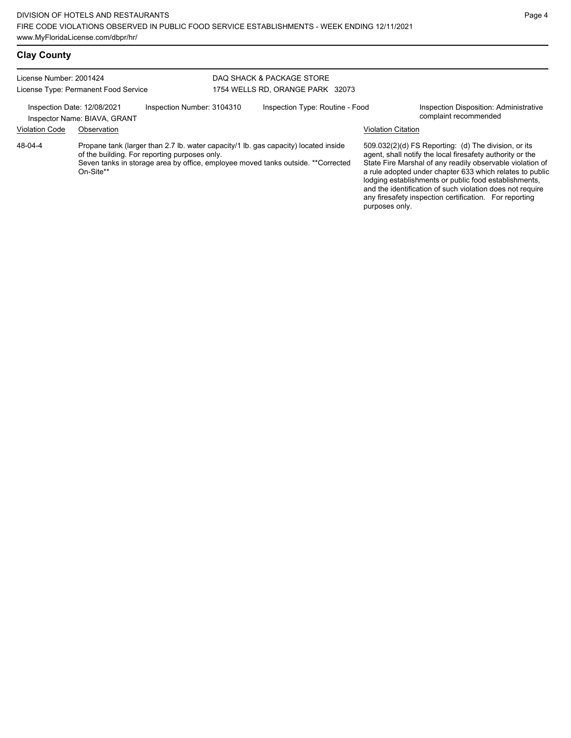## Clay County

License Number: 2001424
License Type: Permanent Food Service

DAQ SHACK & PACKAGE STORE
1754 WELLS RD, ORANGE PARK 32073

Inspection Date: 12/08/2021
Inspector Name: BIAVA, GRANT
Inspection Number: 3104310
Inspection Type: Routine - Food
Inspection Disposition: Administrative complaint recommended

| Violation Code | Observation | Violation Citation |
| --- | --- | --- |
| 48-04-4 | Propane tank (larger than 2.7 lb. water capacity/1 lb. gas capacity) located inside of the building. For reporting purposes only. Seven tanks in storage area by office, employee moved tanks outside. **Corrected On-Site** | 509.032(2)(d) FS Reporting: (d) The division, or its agent, shall notify the local firesafety authority or the State Fire Marshal of any readily observable violation of a rule adopted under chapter 633 which relates to public lodging establishments or public food establishments, and the identification of such violation does not require any firesafety inspection certification. For reporting purposes only. |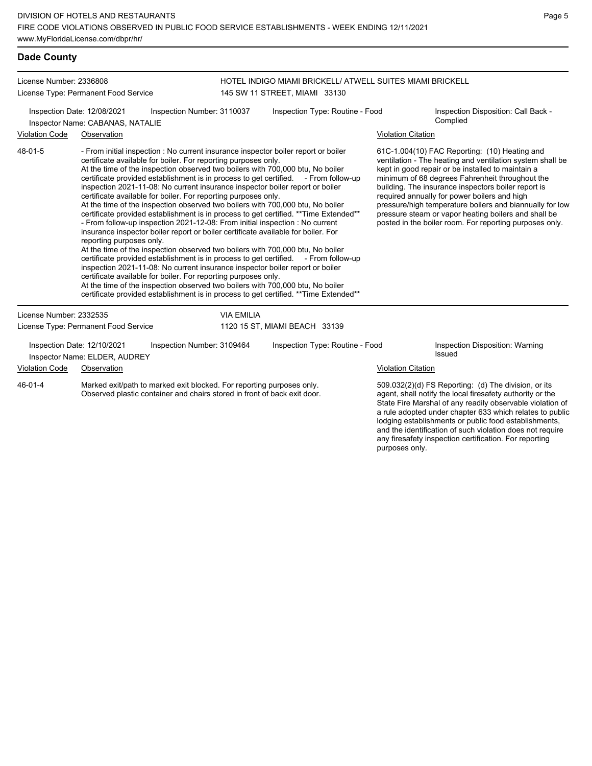## Dade County

**License Number:** 2336808
**License Type:** Permanent Food Service

**HOTEL INDIGO MIAMI BRICKELL/ ATWELL SUITES MIAMI BRICKELL**
145 SW 11 STREET, MIAMI 33130

**Inspection Date:** 12/08/2021
**Inspection Number:** 3110037
**Inspection Type:** Routine - Food
**Inspection Disposition:** Call Back - Complied
**Inspector Name:** CABANAS, NATALIE

| Violation Code | Observation | Violation Citation |
|---|---|---|
| 48-01-5 | - From initial inspection : No current insurance inspector boiler report or boiler certificate available for boiler. For reporting purposes only. At the time of the inspection observed two boilers with 700,000 btu, No boiler certificate provided establishment is in process to get certified. - From follow-up inspection 2021-11-08: No current insurance inspector boiler report or boiler certificate available for boiler. For reporting purposes only. At the time of the inspection observed two boilers with 700,000 btu, No boiler certificate provided establishment is in process to get certified. **Time Extended** - From follow-up inspection 2021-12-08: From initial inspection : No current insurance inspector boiler report or boiler certificate available for boiler. For reporting purposes only. At the time of the inspection observed two boilers with 700,000 btu, No boiler certificate provided establishment is in process to get certified. - From follow-up inspection 2021-11-08: No current insurance inspector boiler report or boiler certificate available for boiler. For reporting purposes only. At the time of the inspection observed two boilers with 700,000 btu, No boiler certificate provided establishment is in process to get certified. **Time Extended** | 61C-1.004(10) FAC Reporting: (10) Heating and ventilation - The heating and ventilation system shall be kept in good repair or be installed to maintain a minimum of 68 degrees Fahrenheit throughout the building. The insurance inspectors boiler report is required annually for power boilers and high pressure/high temperature boilers and biannually for low pressure steam or vapor heating boilers and shall be posted in the boiler room. For reporting purposes only. |

**License Number:** 2332535
**License Type:** Permanent Food Service

**VIA EMILIA**
1120 15 ST, MIAMI BEACH 33139

**Inspection Date:** 12/10/2021
**Inspection Number:** 3109464
**Inspection Type:** Routine - Food
**Inspection Disposition:** Warning Issued
**Inspector Name:** ELDER, AUDREY

| Violation Code | Observation | Violation Citation |
|---|---|---|
| 46-01-4 | Marked exit/path to marked exit blocked. For reporting purposes only. Observed plastic container and chairs stored in front of back exit door. | 509.032(2)(d) FS Reporting: (d) The division, or its agent, shall notify the local firesafety authority or the State Fire Marshal of any readily observable violation of a rule adopted under chapter 633 which relates to public lodging establishments or public food establishments, and the identification of such violation does not require any firesafety inspection certification. For reporting purposes only. |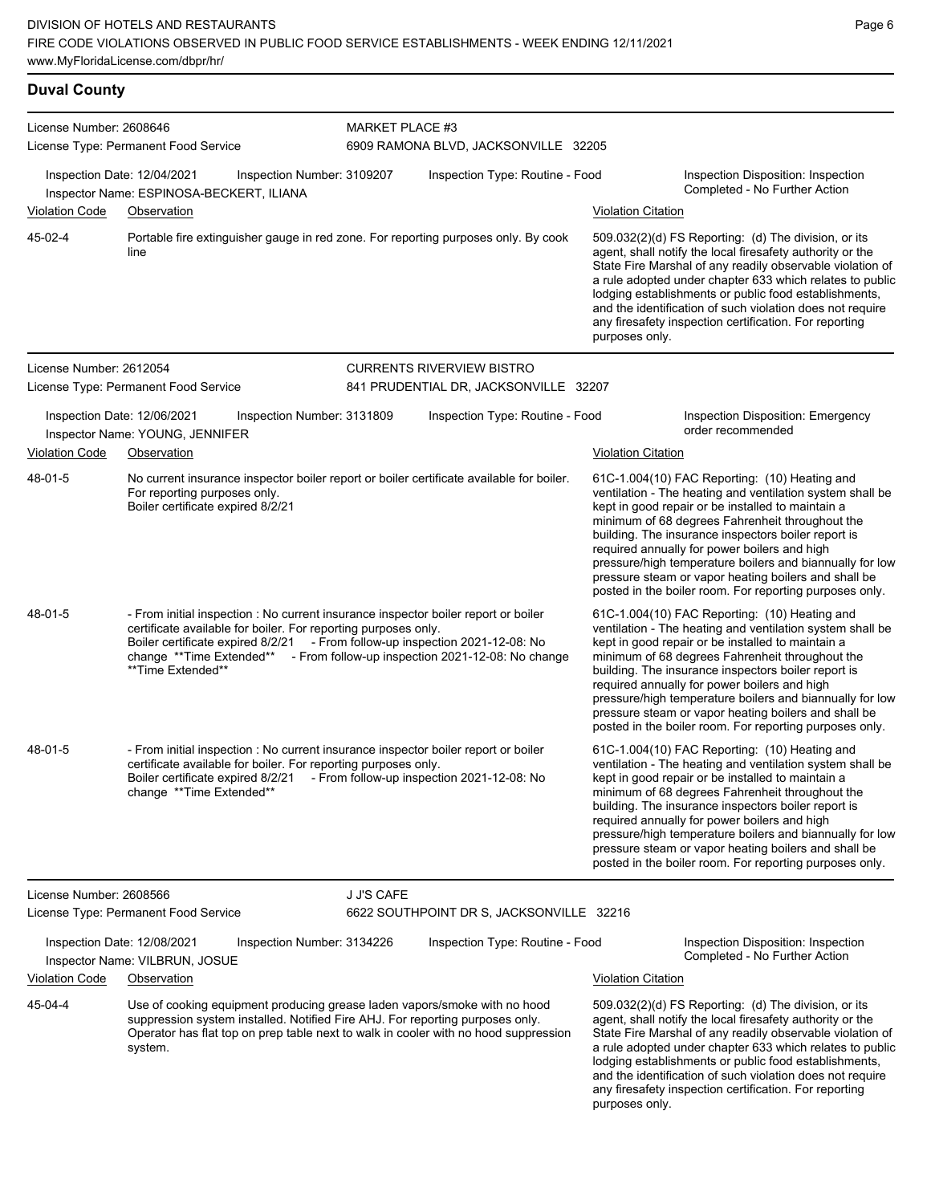## Duval County

**License Number:** 2608646
**License Type:** Permanent Food Service

**MARKET PLACE #3**
6909 RAMONA BLVD, JACKSONVILLE 32205

**Inspection Date:** 12/04/2021 | **Inspection Number:** 3109207 | **Inspection Type:** Routine - Food | **Inspection Disposition:** Inspection Completed - No Further Action

**Inspector Name:** ESPINOSA-BECKERT, ILIANA

| Violation Code | Observation | Violation Citation |
|---|---|---|
| 45-02-4 | Portable fire extinguisher gauge in red zone. For reporting purposes only. By cook line | 509.032(2)(d) FS Reporting: (d) The division, or its agent, shall notify the local firesafety authority or the State Fire Marshal of any readily observable violation of a rule adopted under chapter 633 which relates to public lodging establishments or public food establishments, and the identification of such violation does not require any firesafety inspection certification. For reporting purposes only. |

---

**License Number:** 2612054
**License Type:** Permanent Food Service

**CURRENTS RIVERVIEW BISTRO**
841 PRUDENTIAL DR, JACKSONVILLE 32207

**Inspection Date:** 12/06/2021 | **Inspection Number:** 3131809 | **Inspection Type:** Routine - Food | **Inspection Disposition:** Emergency order recommended

**Inspector Name:** YOUNG, JENNIFER

| Violation Code | Observation | Violation Citation |
|---|---|---|
| 48-01-5 | No current insurance inspector boiler report or boiler certificate available for boiler. For reporting purposes only. Boiler certificate expired 8/2/21 | 61C-1.004(10) FAC Reporting: (10) Heating and ventilation - The heating and ventilation system shall be kept in good repair or be installed to maintain a minimum of 68 degrees Fahrenheit throughout the building. The insurance inspectors boiler report is required annually for power boilers and high pressure/high temperature boilers and biannually for low pressure steam or vapor heating boilers and shall be posted in the boiler room. For reporting purposes only. |
| 48-01-5 | - From initial inspection : No current insurance inspector boiler report or boiler certificate available for boiler. For reporting purposes only. Boiler certificate expired 8/2/21 - From follow-up inspection 2021-12-08: No change **Time Extended** - From follow-up inspection 2021-12-08: No change **Time Extended** | 61C-1.004(10) FAC Reporting: (10) Heating and ventilation - The heating and ventilation system shall be kept in good repair or be installed to maintain a minimum of 68 degrees Fahrenheit throughout the building. The insurance inspectors boiler report is required annually for power boilers and high pressure/high temperature boilers and biannually for low pressure steam or vapor heating boilers and shall be posted in the boiler room. For reporting purposes only. |
| 48-01-5 | - From initial inspection : No current insurance inspector boiler report or boiler certificate available for boiler. For reporting purposes only. Boiler certificate expired 8/2/21 - From follow-up inspection 2021-12-08: No change **Time Extended** | 61C-1.004(10) FAC Reporting: (10) Heating and ventilation - The heating and ventilation system shall be kept in good repair or be installed to maintain a minimum of 68 degrees Fahrenheit throughout the building. The insurance inspectors boiler report is required annually for power boilers and high pressure/high temperature boilers and biannually for low pressure steam or vapor heating boilers and shall be posted in the boiler room. For reporting purposes only. |

---

**License Number:** 2608566
**License Type:** Permanent Food Service

**J J'S CAFE**
6622 SOUTHPOINT DR S, JACKSONVILLE 32216

**Inspection Date:** 12/08/2021 | **Inspection Number:** 3134226 | **Inspection Type:** Routine - Food | **Inspection Disposition:** Inspection Completed - No Further Action

**Inspector Name:** VILBRUN, JOSUE

| Violation Code | Observation | Violation Citation |
|---|---|---|
| 45-04-4 | Use of cooking equipment producing grease laden vapors/smoke with no hood suppression system installed. Notified Fire AHJ. For reporting purposes only. Operator has flat top on prep table next to walk in cooler with no hood suppression system. | 509.032(2)(d) FS Reporting: (d) The division, or its agent, shall notify the local firesafety authority or the State Fire Marshal of any readily observable violation of a rule adopted under chapter 633 which relates to public lodging establishments or public food establishments, and the identification of such violation does not require any firesafety inspection certification. For reporting purposes only. |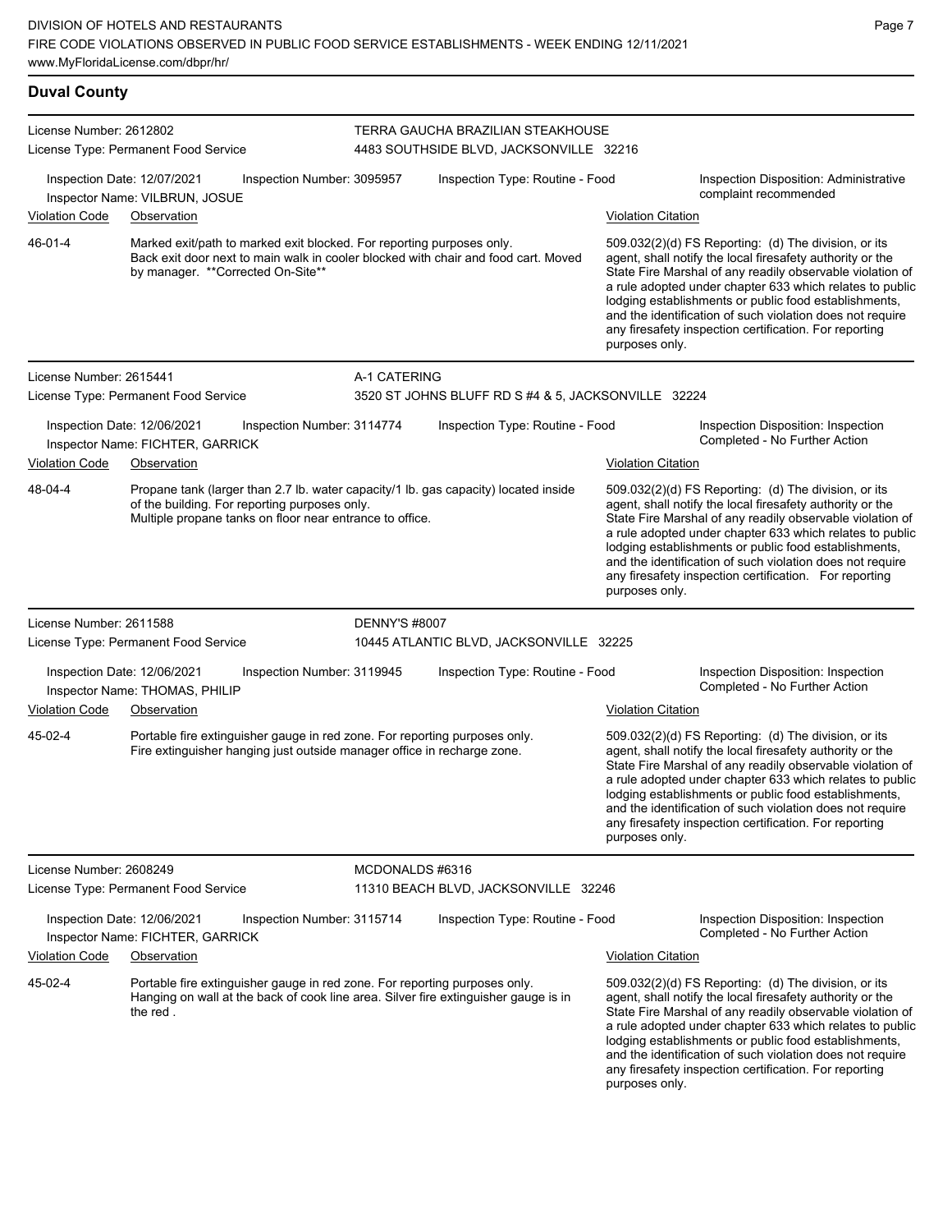## Duval County

**License Number:** 2612802
**License Type:** Permanent Food Service

**TERRA GAUCHA BRAZILIAN STEAKHOUSE**
4483 SOUTHSIDE BLVD, JACKSONVILLE 32216

Inspection Date: 12/07/2021 | Inspection Number: 3095957 | Inspection Type: Routine - Food | Inspection Disposition: Administrative complaint recommended

Inspector Name: VILBRUN, JOSUE

| Violation Code | Observation | Violation Citation |
|---|---|---|
| 46-01-4 | Marked exit/path to marked exit blocked. For reporting purposes only. Back exit door next to main walk in cooler blocked with chair and food cart. Moved by manager. **Corrected On-Site** | 509.032(2)(d) FS Reporting: (d) The division, or its agent, shall notify the local firesafety authority or the State Fire Marshal of any readily observable violation of a rule adopted under chapter 633 which relates to public lodging establishments or public food establishments, and the identification of such violation does not require any firesafety inspection certification. For reporting purposes only. |

---

**License Number:** 2615441
**License Type:** Permanent Food Service

**A-1 CATERING**
3520 ST JOHNS BLUFF RD S #4 & 5, JACKSONVILLE 32224

Inspection Date: 12/06/2021 | Inspection Number: 3114774 | Inspection Type: Routine - Food | Inspection Disposition: Inspection Completed - No Further Action

Inspector Name: FICHTER, GARRICK

| Violation Code | Observation | Violation Citation |
|---|---|---|
| 48-04-4 | Propane tank (larger than 2.7 lb. water capacity/1 lb. gas capacity) located inside of the building. For reporting purposes only. Multiple propane tanks on floor near entrance to office. | 509.032(2)(d) FS Reporting: (d) The division, or its agent, shall notify the local firesafety authority or the State Fire Marshal of any readily observable violation of a rule adopted under chapter 633 which relates to public lodging establishments or public food establishments, and the identification of such violation does not require any firesafety inspection certification. For reporting purposes only. |

---

**License Number:** 2611588
**License Type:** Permanent Food Service

**DENNY'S #8007**
10445 ATLANTIC BLVD, JACKSONVILLE 32225

Inspection Date: 12/06/2021 | Inspection Number: 3119945 | Inspection Type: Routine - Food | Inspection Disposition: Inspection Completed - No Further Action

Inspector Name: THOMAS, PHILIP

| Violation Code | Observation | Violation Citation |
|---|---|---|
| 45-02-4 | Portable fire extinguisher gauge in red zone. For reporting purposes only. Fire extinguisher hanging just outside manager office in recharge zone. | 509.032(2)(d) FS Reporting: (d) The division, or its agent, shall notify the local firesafety authority or the State Fire Marshal of any readily observable violation of a rule adopted under chapter 633 which relates to public lodging establishments or public food establishments, and the identification of such violation does not require any firesafety inspection certification. For reporting purposes only. |

---

**License Number:** 2608249
**License Type:** Permanent Food Service

**MCDONALDS #6316**
11310 BEACH BLVD, JACKSONVILLE 32246

Inspection Date: 12/06/2021 | Inspection Number: 3115714 | Inspection Type: Routine - Food | Inspection Disposition: Inspection Completed - No Further Action

Inspector Name: FICHTER, GARRICK

| Violation Code | Observation | Violation Citation |
|---|---|---|
| 45-02-4 | Portable fire extinguisher gauge in red zone. For reporting purposes only. Hanging on wall at the back of cook line area. Silver fire extinguisher gauge is in the red . | 509.032(2)(d) FS Reporting: (d) The division, or its agent, shall notify the local firesafety authority or the State Fire Marshal of any readily observable violation of a rule adopted under chapter 633 which relates to public lodging establishments or public food establishments, and the identification of such violation does not require any firesafety inspection certification. For reporting purposes only. |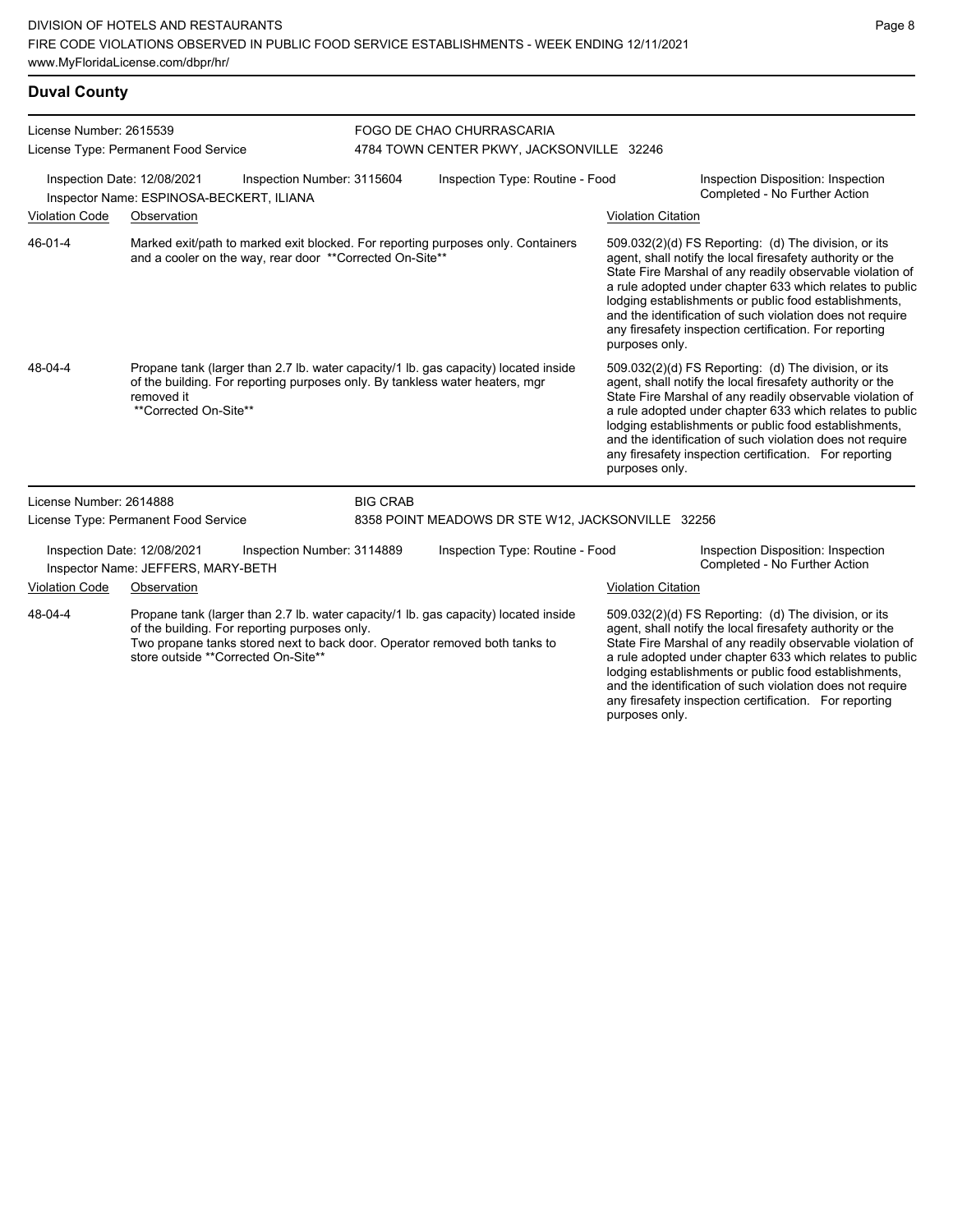## Duval County

**License Number:** 2615539
**License Type:** Permanent Food Service

**FOGO DE CHAO CHURRASCARIA**
4784 TOWN CENTER PKWY, JACKSONVILLE 32246

**Inspection Date:** 12/08/2021
**Inspection Number:** 3115604
**Inspection Type:** Routine - Food
**Inspection Disposition:** Inspection Completed - No Further Action
**Inspector Name:** ESPINOSA-BECKERT, ILIANA

| Violation Code | Observation | Violation Citation |
| --- | --- | --- |
| 46-01-4 | Marked exit/path to marked exit blocked. For reporting purposes only. Containers and a cooler on the way, rear door **Corrected On-Site** | 509.032(2)(d) FS Reporting: (d) The division, or its agent, shall notify the local firesafety authority or the State Fire Marshal of any readily observable violation of a rule adopted under chapter 633 which relates to public lodging establishments or public food establishments, and the identification of such violation does not require any firesafety inspection certification. For reporting purposes only. |
| 48-04-4 | Propane tank (larger than 2.7 lb. water capacity/1 lb. gas capacity) located inside of the building. For reporting purposes only. By tankless water heaters, mgr removed it **Corrected On-Site** | 509.032(2)(d) FS Reporting: (d) The division, or its agent, shall notify the local firesafety authority or the State Fire Marshal of any readily observable violation of a rule adopted under chapter 633 which relates to public lodging establishments or public food establishments, and the identification of such violation does not require any firesafety inspection certification. For reporting purposes only. |

**License Number:** 2614888
**License Type:** Permanent Food Service

**BIG CRAB**
8358 POINT MEADOWS DR STE W12, JACKSONVILLE 32256

**Inspection Date:** 12/08/2021
**Inspection Number:** 3114889
**Inspection Type:** Routine - Food
**Inspection Disposition:** Inspection Completed - No Further Action
**Inspector Name:** JEFFERS, MARY-BETH

| Violation Code | Observation | Violation Citation |
| --- | --- | --- |
| 48-04-4 | Propane tank (larger than 2.7 lb. water capacity/1 lb. gas capacity) located inside of the building. For reporting purposes only. Two propane tanks stored next to back door. Operator removed both tanks to store outside **Corrected On-Site** | 509.032(2)(d) FS Reporting: (d) The division, or its agent, shall notify the local firesafety authority or the State Fire Marshal of any readily observable violation of a rule adopted under chapter 633 which relates to public lodging establishments or public food establishments, and the identification of such violation does not require any firesafety inspection certification. For reporting purposes only. |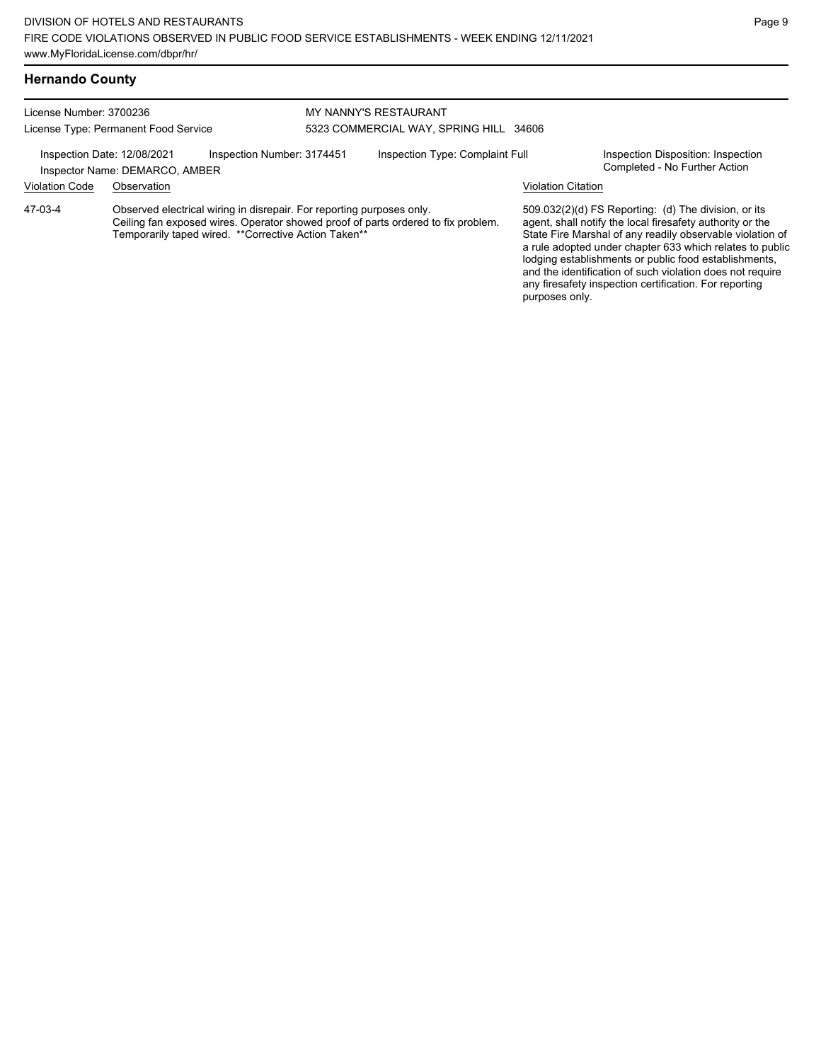## Hernando County

License Number: 3700236
License Type: Permanent Food Service

MY NANNY'S RESTAURANT
5323 COMMERCIAL WAY, SPRING HILL 34606

Inspection Date: 12/08/2021
Inspection Number: 3174451
Inspection Type: Complaint Full
Inspection Disposition: Inspection Completed - No Further Action
Inspector Name: DEMARCO, AMBER

| Violation Code | Observation | Violation Citation |
| --- | --- | --- |
| 47-03-4 | Observed electrical wiring in disrepair. For reporting purposes only. Ceiling fan exposed wires. Operator showed proof of parts ordered to fix problem. Temporarily taped wired. **Corrective Action Taken** | 509.032(2)(d) FS Reporting: (d) The division, or its agent, shall notify the local firesafety authority or the State Fire Marshal of any readily observable violation of a rule adopted under chapter 633 which relates to public lodging establishments or public food establishments, and the identification of such violation does not require any firesafety inspection certification. For reporting purposes only. |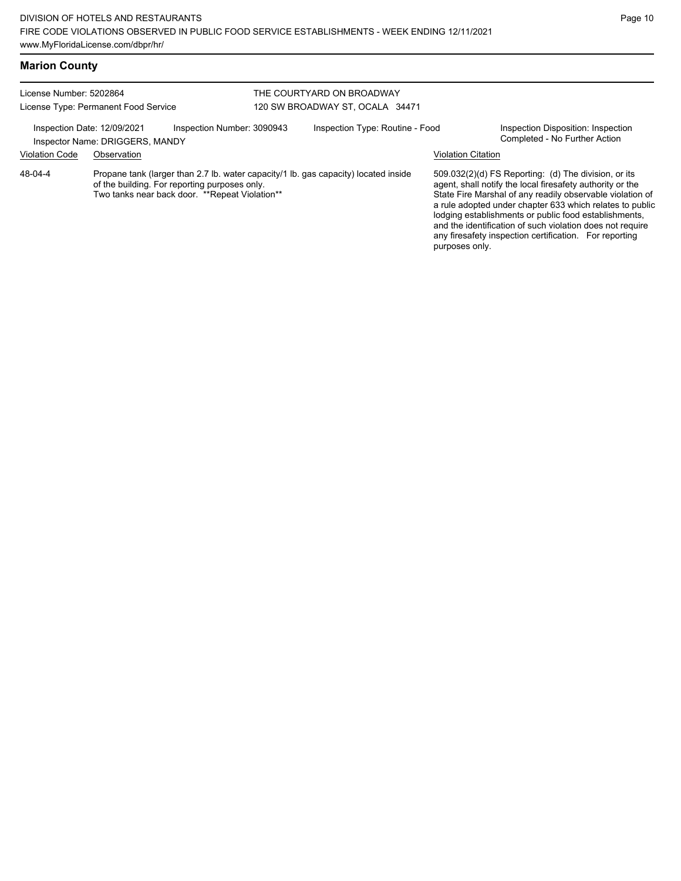## Marion County

License Number: 5202864
License Type: Permanent Food Service

THE COURTYARD ON BROADWAY
120 SW BROADWAY ST, OCALA 34471

Inspection Date: 12/09/2021
Inspector Name: DRIGGERS, MANDY
Inspection Number: 3090943
Inspection Type: Routine - Food
Inspection Disposition: Inspection Completed - No Further Action

| Violation Code | Observation | Violation Citation |
| --- | --- | --- |
| 48-04-4 | Propane tank (larger than 2.7 lb. water capacity/1 lb. gas capacity) located inside of the building. For reporting purposes only. Two tanks near back door. **Repeat Violation** | 509.032(2)(d) FS Reporting: (d) The division, or its agent, shall notify the local firesafety authority or the State Fire Marshal of any readily observable violation of a rule adopted under chapter 633 which relates to public lodging establishments or public food establishments, and the identification of such violation does not require any firesafety inspection certification. For reporting purposes only. |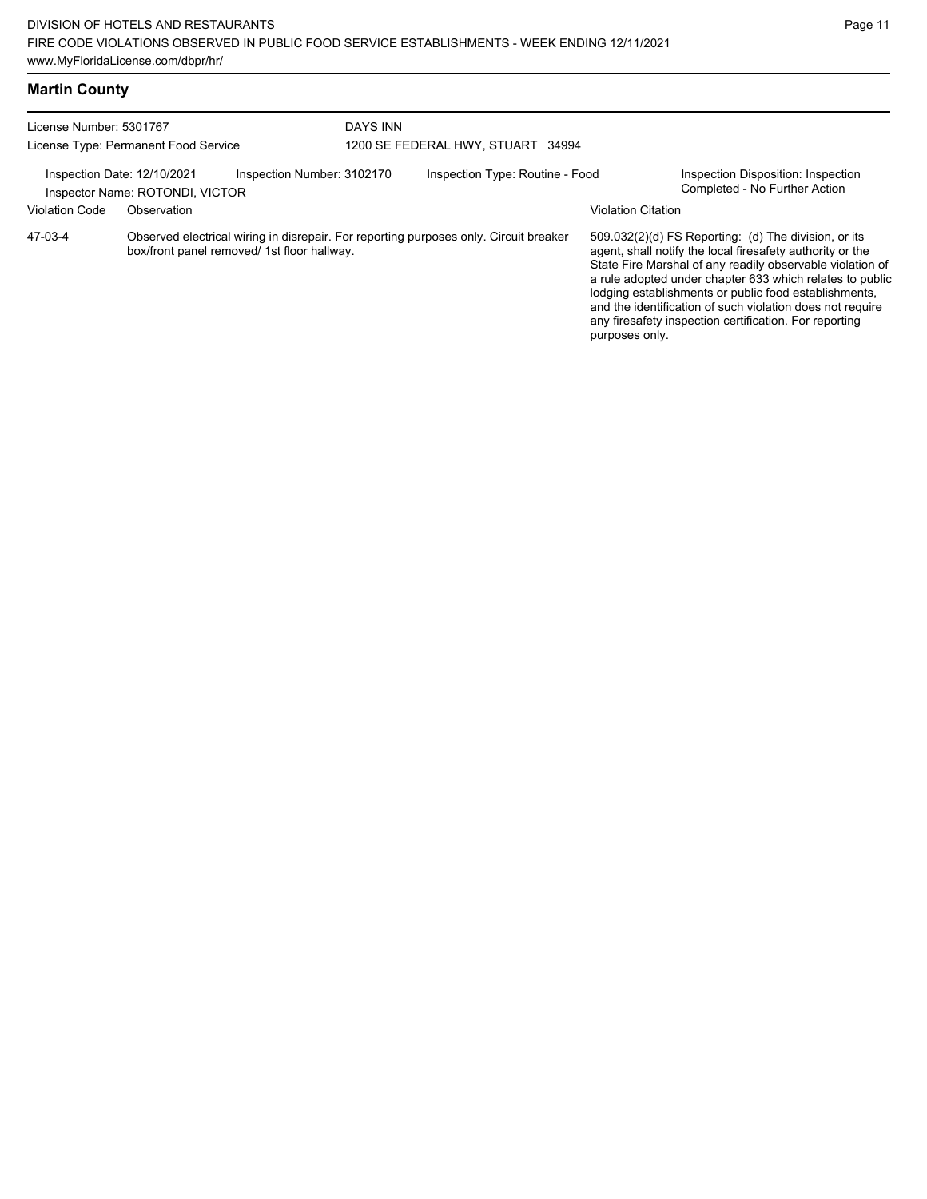## Martin County

License Number: 5301767
License Type: Permanent Food Service

DAYS INN
1200 SE FEDERAL HWY, STUART 34994

Inspection Date: 12/10/2021
Inspector Name: ROTONDI, VICTOR
Inspection Number: 3102170
Inspection Type: Routine - Food
Inspection Disposition: Inspection Completed - No Further Action

| Violation Code | Observation | Violation Citation |
| --- | --- | --- |
| 47-03-4 | Observed electrical wiring in disrepair. For reporting purposes only. Circuit breaker box/front panel removed/ 1st floor hallway. | 509.032(2)(d) FS Reporting: (d) The division, or its agent, shall notify the local firesafety authority or the State Fire Marshal of any readily observable violation of a rule adopted under chapter 633 which relates to public lodging establishments or public food establishments, and the identification of such violation does not require any firesafety inspection certification. For reporting purposes only. |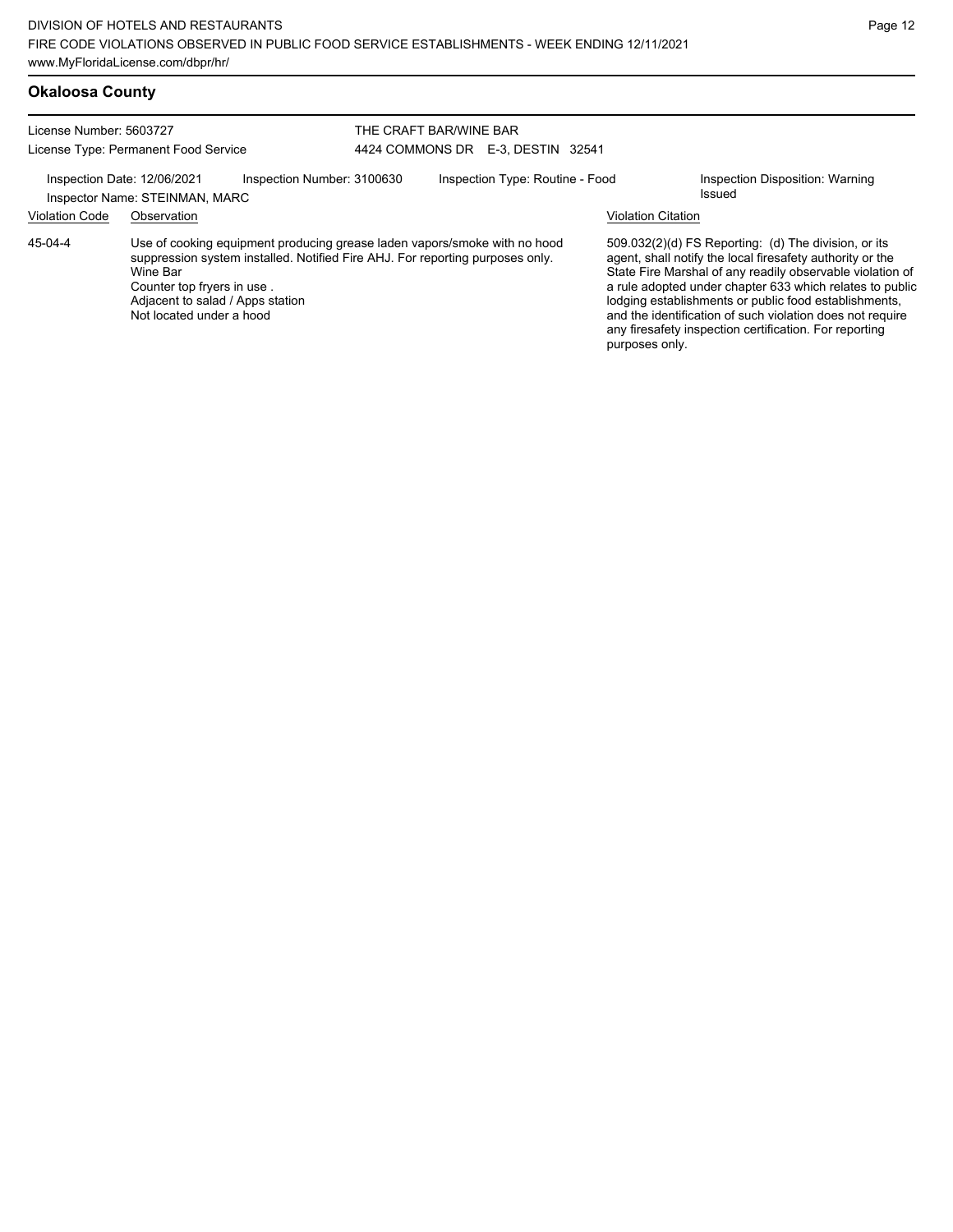## Okaloosa County

License Number: 5603727
License Type: Permanent Food Service

THE CRAFT BAR/WINE BAR
4424 COMMONS DR E-3, DESTIN 32541

Inspection Date: 12/06/2021
Inspector Name: STEINMAN, MARC
Inspection Number: 3100630
Inspection Type: Routine - Food
Inspection Disposition: Warning Issued

| Violation Code | Observation | Violation Citation |
| --- | --- | --- |
| 45-04-4 | Use of cooking equipment producing grease laden vapors/smoke with no hood suppression system installed. Notified Fire AHJ. For reporting purposes only.<br>Wine Bar<br>Counter top fryers in use .<br>Adjacent to salad / Apps station<br>Not located under a hood | 509.032(2)(d) FS Reporting: (d) The division, or its agent, shall notify the local firesafety authority or the State Fire Marshal of any readily observable violation of a rule adopted under chapter 633 which relates to public lodging establishments or public food establishments, and the identification of such violation does not require any firesafety inspection certification. For reporting purposes only. |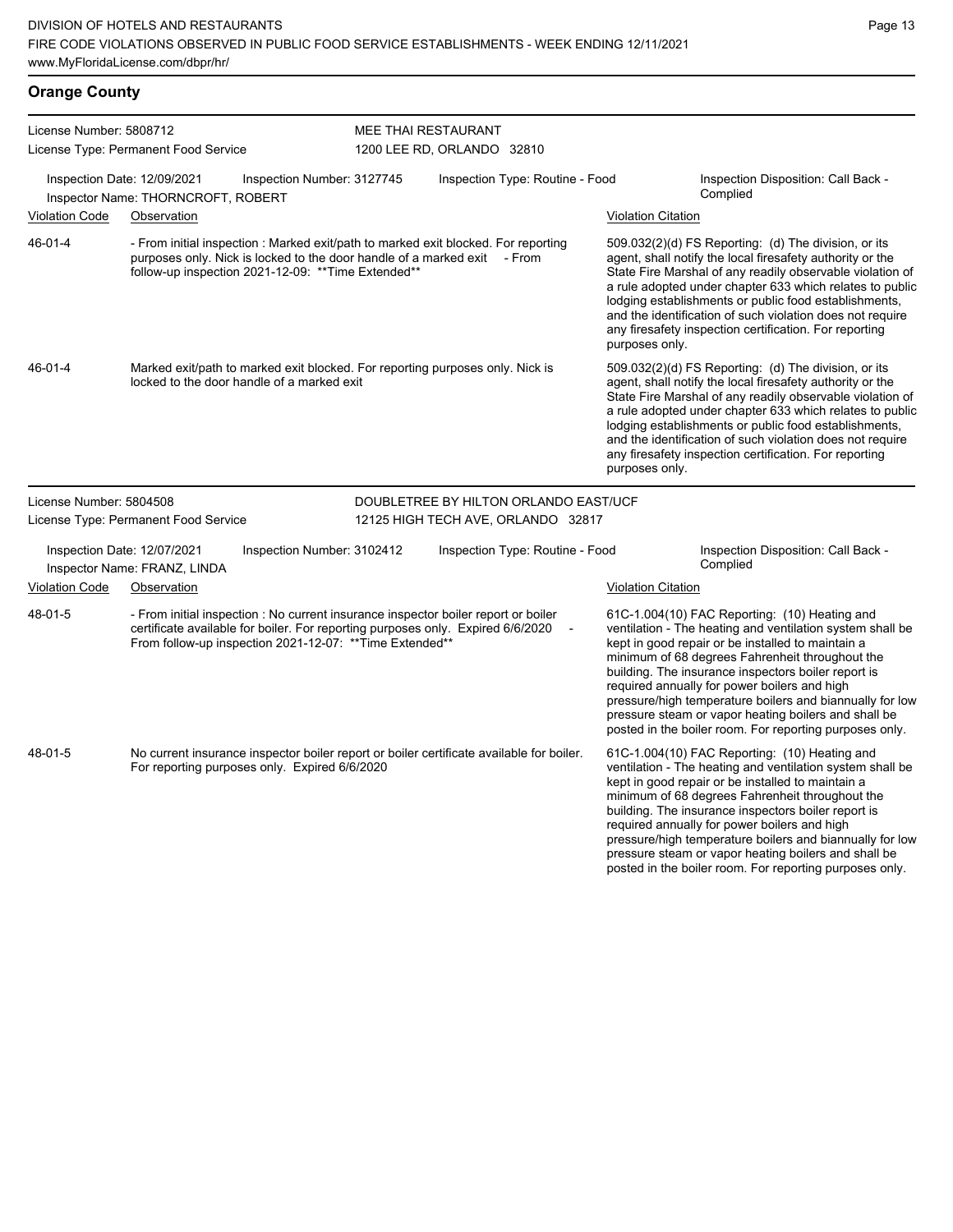## Orange County

**License Number:** 5808712
**License Type:** Permanent Food Service

**MEE THAI RESTAURANT**
1200 LEE RD, ORLANDO 32810

**Inspection Date:** 12/09/2021 | **Inspection Number:** 3127745 | **Inspection Type:** Routine - Food | **Inspection Disposition:** Call Back - Complied
**Inspector Name:** THORNCROFT, ROBERT

| Violation Code | Observation | Violation Citation |
|---|---|---|
| 46-01-4 | - From initial inspection : Marked exit/path to marked exit blocked. For reporting purposes only. Nick is locked to the door handle of a marked exit - From follow-up inspection 2021-12-09: **Time Extended** | 509.032(2)(d) FS Reporting: (d) The division, or its agent, shall notify the local firesafety authority or the State Fire Marshal of any readily observable violation of a rule adopted under chapter 633 which relates to public lodging establishments or public food establishments, and the identification of such violation does not require any firesafety inspection certification. For reporting purposes only. |
| 46-01-4 | Marked exit/path to marked exit blocked. For reporting purposes only. Nick is locked to the door handle of a marked exit | 509.032(2)(d) FS Reporting: (d) The division, or its agent, shall notify the local firesafety authority or the State Fire Marshal of any readily observable violation of a rule adopted under chapter 633 which relates to public lodging establishments or public food establishments, and the identification of such violation does not require any firesafety inspection certification. For reporting purposes only. |

**License Number:** 5804508
**License Type:** Permanent Food Service

**DOUBLETREE BY HILTON ORLANDO EAST/UCF**
12125 HIGH TECH AVE, ORLANDO 32817

**Inspection Date:** 12/07/2021 | **Inspection Number:** 3102412 | **Inspection Type:** Routine - Food | **Inspection Disposition:** Call Back - Complied
**Inspector Name:** FRANZ, LINDA

| Violation Code | Observation | Violation Citation |
|---|---|---|
| 48-01-5 | - From initial inspection : No current insurance inspector boiler report or boiler certificate available for boiler. For reporting purposes only. Expired 6/6/2020 - From follow-up inspection 2021-12-07: **Time Extended** | 61C-1.004(10) FAC Reporting: (10) Heating and ventilation - The heating and ventilation system shall be kept in good repair or be installed to maintain a minimum of 68 degrees Fahrenheit throughout the building. The insurance inspectors boiler report is required annually for power boilers and high pressure/high temperature boilers and biannually for low pressure steam or vapor heating boilers and shall be posted in the boiler room. For reporting purposes only. |
| 48-01-5 | No current insurance inspector boiler report or boiler certificate available for boiler. For reporting purposes only. Expired 6/6/2020 | 61C-1.004(10) FAC Reporting: (10) Heating and ventilation - The heating and ventilation system shall be kept in good repair or be installed to maintain a minimum of 68 degrees Fahrenheit throughout the building. The insurance inspectors boiler report is required annually for power boilers and high pressure/high temperature boilers and biannually for low pressure steam or vapor heating boilers and shall be posted in the boiler room. For reporting purposes only. |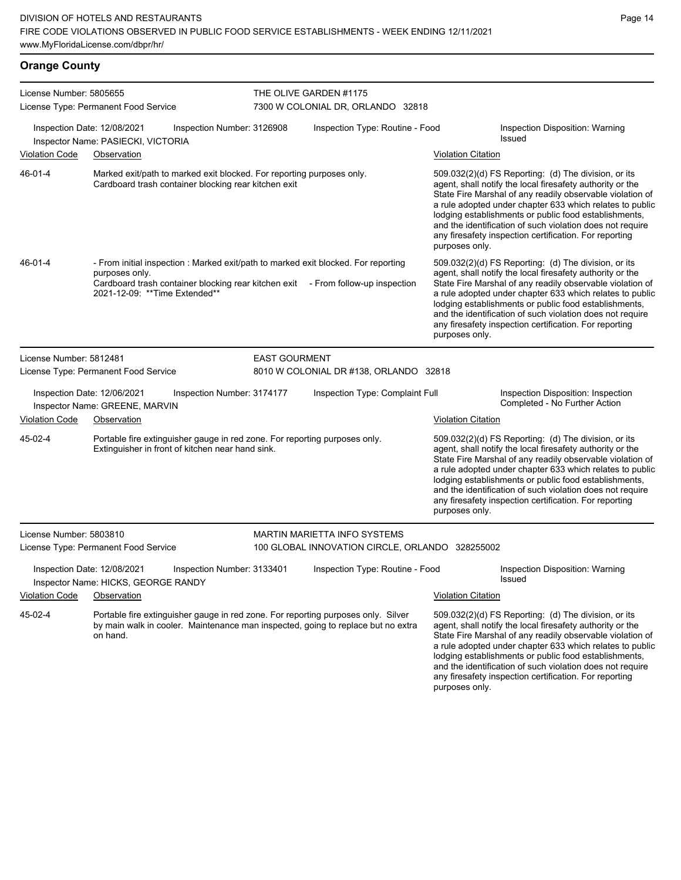## Orange County

**License Number:** 5805655
**License Type:** Permanent Food Service

**THE OLIVE GARDEN #1175**
7300 W COLONIAL DR, ORLANDO 32818

Inspection Date: 12/08/2021 | Inspection Number: 3126908 | Inspection Type: Routine - Food | Inspection Disposition: Warning Issued
Inspector Name: PASIECKI, VICTORIA

| Violation Code | Observation | Violation Citation |
|---|---|---|
| 46-01-4 | Marked exit/path to marked exit blocked. For reporting purposes only. Cardboard trash container blocking rear kitchen exit | 509.032(2)(d) FS Reporting: (d) The division, or its agent, shall notify the local firesafety authority or the State Fire Marshal of any readily observable violation of a rule adopted under chapter 633 which relates to public lodging establishments or public food establishments, and the identification of such violation does not require any firesafety inspection certification. For reporting purposes only. |
| 46-01-4 | - From initial inspection : Marked exit/path to marked exit blocked. For reporting purposes only. Cardboard trash container blocking rear kitchen exit - From follow-up inspection 2021-12-09: **Time Extended** | 509.032(2)(d) FS Reporting: (d) The division, or its agent, shall notify the local firesafety authority or the State Fire Marshal of any readily observable violation of a rule adopted under chapter 633 which relates to public lodging establishments or public food establishments, and the identification of such violation does not require any firesafety inspection certification. For reporting purposes only. |

---

**License Number:** 5812481
**License Type:** Permanent Food Service

**EAST GOURMENT**
8010 W COLONIAL DR #138, ORLANDO 32818

Inspection Date: 12/06/2021 | Inspection Number: 3174177 | Inspection Type: Complaint Full | Inspection Disposition: Inspection Completed - No Further Action
Inspector Name: GREENE, MARVIN

| Violation Code | Observation | Violation Citation |
|---|---|---|
| 45-02-4 | Portable fire extinguisher gauge in red zone. For reporting purposes only. Extinguisher in front of kitchen near hand sink. | 509.032(2)(d) FS Reporting: (d) The division, or its agent, shall notify the local firesafety authority or the State Fire Marshal of any readily observable violation of a rule adopted under chapter 633 which relates to public lodging establishments or public food establishments, and the identification of such violation does not require any firesafety inspection certification. For reporting purposes only. |

---

**License Number:** 5803810
**License Type:** Permanent Food Service

**MARTIN MARIETTA INFO SYSTEMS**
100 GLOBAL INNOVATION CIRCLE, ORLANDO 328255002

Inspection Date: 12/08/2021 | Inspection Number: 3133401 | Inspection Type: Routine - Food | Inspection Disposition: Warning Issued
Inspector Name: HICKS, GEORGE RANDY

| Violation Code | Observation | Violation Citation |
|---|---|---|
| 45-02-4 | Portable fire extinguisher gauge in red zone. For reporting purposes only. Silver by main walk in cooler. Maintenance man inspected, going to replace but no extra on hand. | 509.032(2)(d) FS Reporting: (d) The division, or its agent, shall notify the local firesafety authority or the State Fire Marshal of any readily observable violation of a rule adopted under chapter 633 which relates to public lodging establishments or public food establishments, and the identification of such violation does not require any firesafety inspection certification. For reporting purposes only. |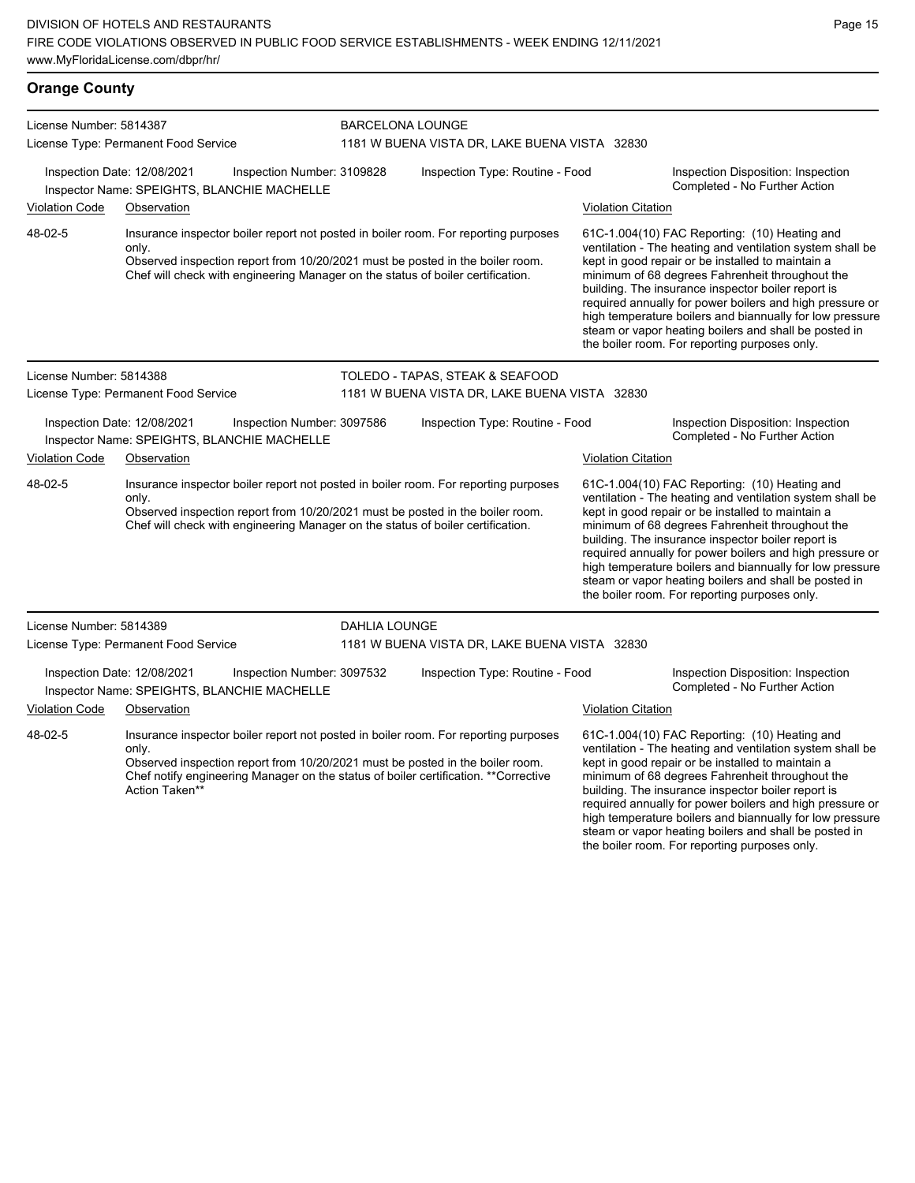## Orange County

**License Number:** 5814387
**License Type:** Permanent Food Service

**BARCELONA LOUNGE**
1181 W BUENA VISTA DR, LAKE BUENA VISTA 32830

**Inspection Date:** 12/08/2021 **Inspection Number:** 3109828 **Inspection Type:** Routine - Food
**Inspector Name:** SPEIGHTS, BLANCHIE MACHELLE
**Inspection Disposition:** Inspection Completed - No Further Action

| Violation Code | Observation | Violation Citation |
|---|---|---|
| 48-02-5 | Insurance inspector boiler report not posted in boiler room. For reporting purposes only. Observed inspection report from 10/20/2021 must be posted in the boiler room. Chef will check with engineering Manager on the status of boiler certification. | 61C-1.004(10) FAC Reporting: (10) Heating and ventilation - The heating and ventilation system shall be kept in good repair or be installed to maintain a minimum of 68 degrees Fahrenheit throughout the building. The insurance inspector boiler report is required annually for power boilers and high pressure or high temperature boilers and biannually for low pressure steam or vapor heating boilers and shall be posted in the boiler room. For reporting purposes only. |

---

**License Number:** 5814388
**License Type:** Permanent Food Service

**TOLEDO - TAPAS, STEAK & SEAFOOD**
1181 W BUENA VISTA DR, LAKE BUENA VISTA 32830

**Inspection Date:** 12/08/2021 **Inspection Number:** 3097586 **Inspection Type:** Routine - Food
**Inspector Name:** SPEIGHTS, BLANCHIE MACHELLE
**Inspection Disposition:** Inspection Completed - No Further Action

| Violation Code | Observation | Violation Citation |
|---|---|---|
| 48-02-5 | Insurance inspector boiler report not posted in boiler room. For reporting purposes only. Observed inspection report from 10/20/2021 must be posted in the boiler room. Chef will check with engineering Manager on the status of boiler certification. | 61C-1.004(10) FAC Reporting: (10) Heating and ventilation - The heating and ventilation system shall be kept in good repair or be installed to maintain a minimum of 68 degrees Fahrenheit throughout the building. The insurance inspector boiler report is required annually for power boilers and high pressure or high temperature boilers and biannually for low pressure steam or vapor heating boilers and shall be posted in the boiler room. For reporting purposes only. |

---

**License Number:** 5814389
**License Type:** Permanent Food Service

**DAHLIA LOUNGE**
1181 W BUENA VISTA DR, LAKE BUENA VISTA 32830

**Inspection Date:** 12/08/2021 **Inspection Number:** 3097532 **Inspection Type:** Routine - Food
**Inspector Name:** SPEIGHTS, BLANCHIE MACHELLE
**Inspection Disposition:** Inspection Completed - No Further Action

| Violation Code | Observation | Violation Citation |
|---|---|---|
| 48-02-5 | Insurance inspector boiler report not posted in boiler room. For reporting purposes only. Observed inspection report from 10/20/2021 must be posted in the boiler room. Chef notify engineering Manager on the status of boiler certification. **Corrective Action Taken** | 61C-1.004(10) FAC Reporting: (10) Heating and ventilation - The heating and ventilation system shall be kept in good repair or be installed to maintain a minimum of 68 degrees Fahrenheit throughout the building. The insurance inspector boiler report is required annually for power boilers and high pressure or high temperature boilers and biannually for low pressure steam or vapor heating boilers and shall be posted in the boiler room. For reporting purposes only. |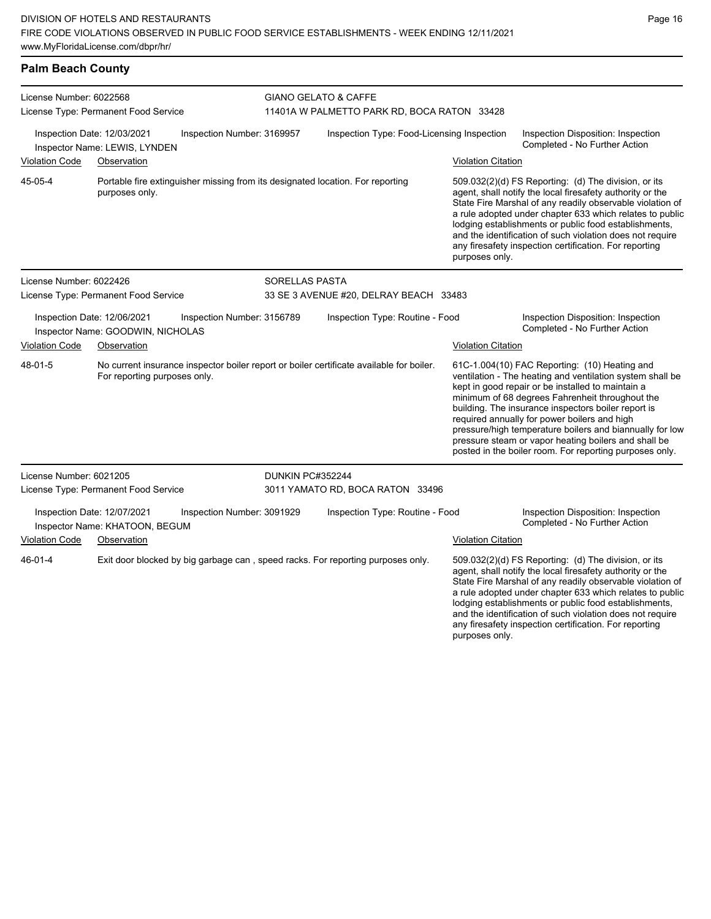## Palm Beach County

**License Number:** 6022568
**License Type:** Permanent Food Service

**GIANO GELATO & CAFFE**
11401A W PALMETTO PARK RD, BOCA RATON 33428

**Inspection Date:** 12/03/2021 | **Inspection Number:** 3169957 | **Inspection Type:** Food-Licensing Inspection | **Inspection Disposition:** Inspection Completed - No Further Action
**Inspector Name:** LEWIS, LYNDEN

| Violation Code | Observation | Violation Citation |
| --- | --- | --- |
| 45-05-4 | Portable fire extinguisher missing from its designated location. For reporting purposes only. | 509.032(2)(d) FS Reporting: (d) The division, or its agent, shall notify the local firesafety authority or the State Fire Marshal of any readily observable violation of a rule adopted under chapter 633 which relates to public lodging establishments or public food establishments, and the identification of such violation does not require any firesafety inspection certification. For reporting purposes only. |

---

**License Number:** 6022426
**License Type:** Permanent Food Service

**SORELLAS PASTA**
33 SE 3 AVENUE #20, DELRAY BEACH 33483

**Inspection Date:** 12/06/2021 | **Inspection Number:** 3156789 | **Inspection Type:** Routine - Food | **Inspection Disposition:** Inspection Completed - No Further Action
**Inspector Name:** GOODWIN, NICHOLAS

| Violation Code | Observation | Violation Citation |
| --- | --- | --- |
| 48-01-5 | No current insurance inspector boiler report or boiler certificate available for boiler. For reporting purposes only. | 61C-1.004(10) FAC Reporting: (10) Heating and ventilation - The heating and ventilation system shall be kept in good repair or be installed to maintain a minimum of 68 degrees Fahrenheit throughout the building. The insurance inspectors boiler report is required annually for power boilers and high pressure/high temperature boilers and biannually for low pressure steam or vapor heating boilers and shall be posted in the boiler room. For reporting purposes only. |

---

**License Number:** 6021205
**License Type:** Permanent Food Service

**DUNKIN PC#352244**
3011 YAMATO RD, BOCA RATON 33496

**Inspection Date:** 12/07/2021 | **Inspection Number:** 3091929 | **Inspection Type:** Routine - Food | **Inspection Disposition:** Inspection Completed - No Further Action
**Inspector Name:** KHATOON, BEGUM

| Violation Code | Observation | Violation Citation |
| --- | --- | --- |
| 46-01-4 | Exit door blocked by big garbage can , speed racks. For reporting purposes only. | 509.032(2)(d) FS Reporting: (d) The division, or its agent, shall notify the local firesafety authority or the State Fire Marshal of any readily observable violation of a rule adopted under chapter 633 which relates to public lodging establishments or public food establishments, and the identification of such violation does not require any firesafety inspection certification. For reporting purposes only. |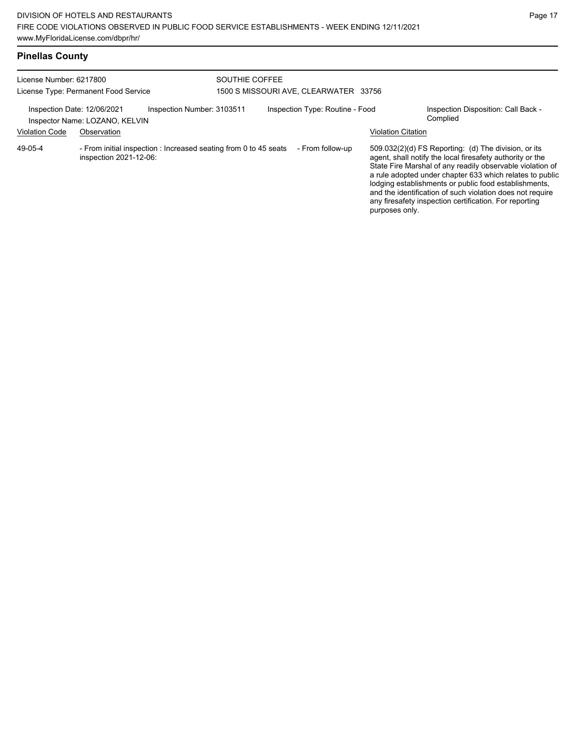## Pinellas County

License Number: 6217800
License Type: Permanent Food Service

SOUTHIE COFFEE
1500 S MISSOURI AVE, CLEARWATER 33756

Inspection Date: 12/06/2021 | Inspection Number: 3103511 | Inspection Type: Routine - Food | Inspection Disposition: Call Back - Complied
Inspector Name: LOZANO, KELVIN

| Violation Code | Observation | Violation Citation |
|---|---|---|
| 49-05-4 | - From initial inspection : Increased seating from 0 to 45 seats - From follow-up inspection 2021-12-06: | 509.032(2)(d) FS Reporting: (d) The division, or its agent, shall notify the local firesafety authority or the State Fire Marshal of any readily observable violation of a rule adopted under chapter 633 which relates to public lodging establishments or public food establishments, and the identification of such violation does not require any firesafety inspection certification. For reporting purposes only. |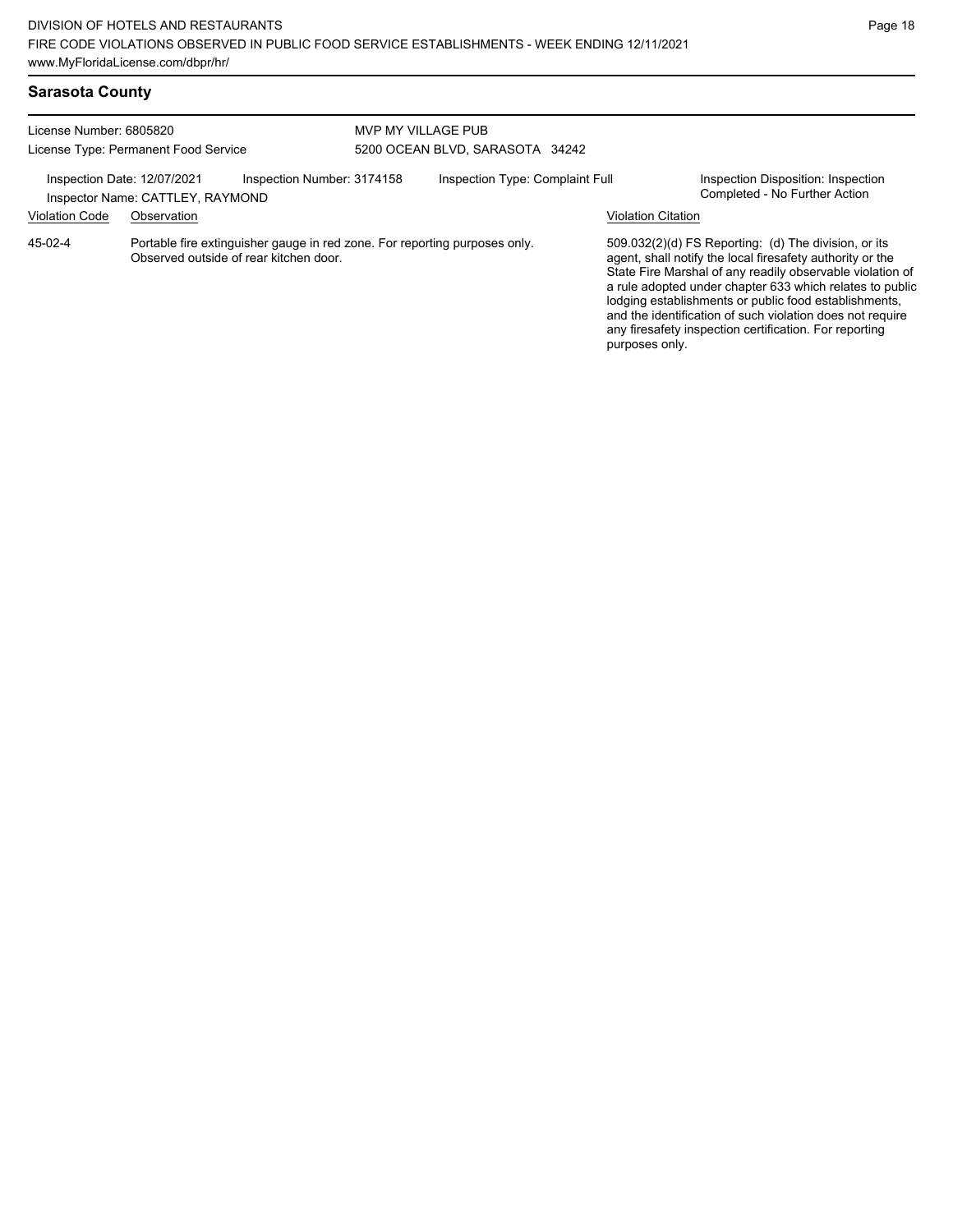## Sarasota County

License Number: 6805820
License Type: Permanent Food Service

MVP MY VILLAGE PUB
5200 OCEAN BLVD, SARASOTA 34242

Inspection Date: 12/07/2021
Inspector Name: CATTLEY, RAYMOND
Inspection Number: 3174158
Inspection Type: Complaint Full
Inspection Disposition: Inspection Completed - No Further Action

| Violation Code | Observation | Violation Citation |
| --- | --- | --- |
| 45-02-4 | Portable fire extinguisher gauge in red zone. For reporting purposes only. Observed outside of rear kitchen door. | 509.032(2)(d) FS Reporting: (d) The division, or its agent, shall notify the local firesafety authority or the State Fire Marshal of any readily observable violation of a rule adopted under chapter 633 which relates to public lodging establishments or public food establishments, and the identification of such violation does not require any firesafety inspection certification. For reporting purposes only. |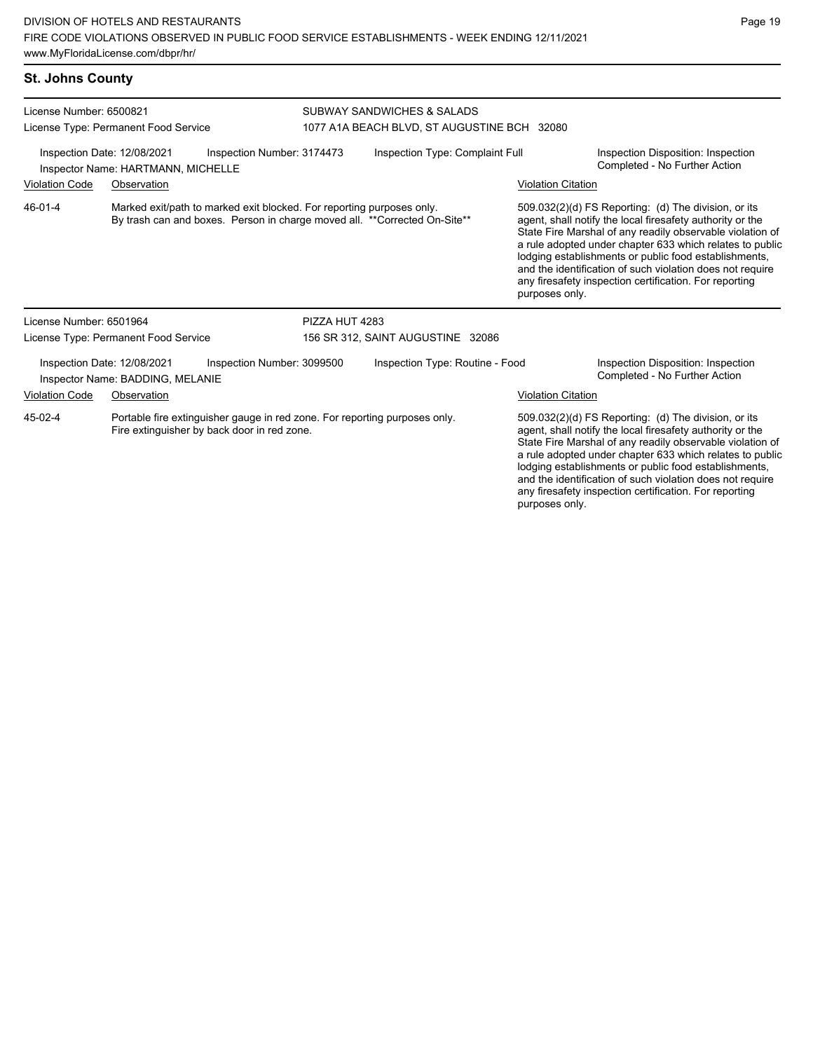## St. Johns County

**License Number:** 6500821
**License Type:** Permanent Food Service

**SUBWAY SANDWICHES & SALADS**
1077 A1A BEACH BLVD, ST AUGUSTINE BCH 32080

Inspection Date: 12/08/2021 | Inspection Number: 3174473 | Inspection Type: Complaint Full | Inspection Disposition: Inspection Completed - No Further Action

Inspector Name: HARTMANN, MICHELLE

| Violation Code | Observation | Violation Citation |
| --- | --- | --- |
| 46-01-4 | Marked exit/path to marked exit blocked. For reporting purposes only. By trash can and boxes. Person in charge moved all. **Corrected On-Site** | 509.032(2)(d) FS Reporting: (d) The division, or its agent, shall notify the local firesafety authority or the State Fire Marshal of any readily observable violation of a rule adopted under chapter 633 which relates to public lodging establishments or public food establishments, and the identification of such violation does not require any firesafety inspection certification. For reporting purposes only. |

**License Number:** 6501964
**License Type:** Permanent Food Service

**PIZZA HUT 4283**
156 SR 312, SAINT AUGUSTINE 32086

Inspection Date: 12/08/2021 | Inspection Number: 3099500 | Inspection Type: Routine - Food | Inspection Disposition: Inspection Completed - No Further Action

Inspector Name: BADDING, MELANIE

| Violation Code | Observation | Violation Citation |
| --- | --- | --- |
| 45-02-4 | Portable fire extinguisher gauge in red zone. For reporting purposes only. Fire extinguisher by back door in red zone. | 509.032(2)(d) FS Reporting: (d) The division, or its agent, shall notify the local firesafety authority or the State Fire Marshal of any readily observable violation of a rule adopted under chapter 633 which relates to public lodging establishments or public food establishments, and the identification of such violation does not require any firesafety inspection certification. For reporting purposes only. |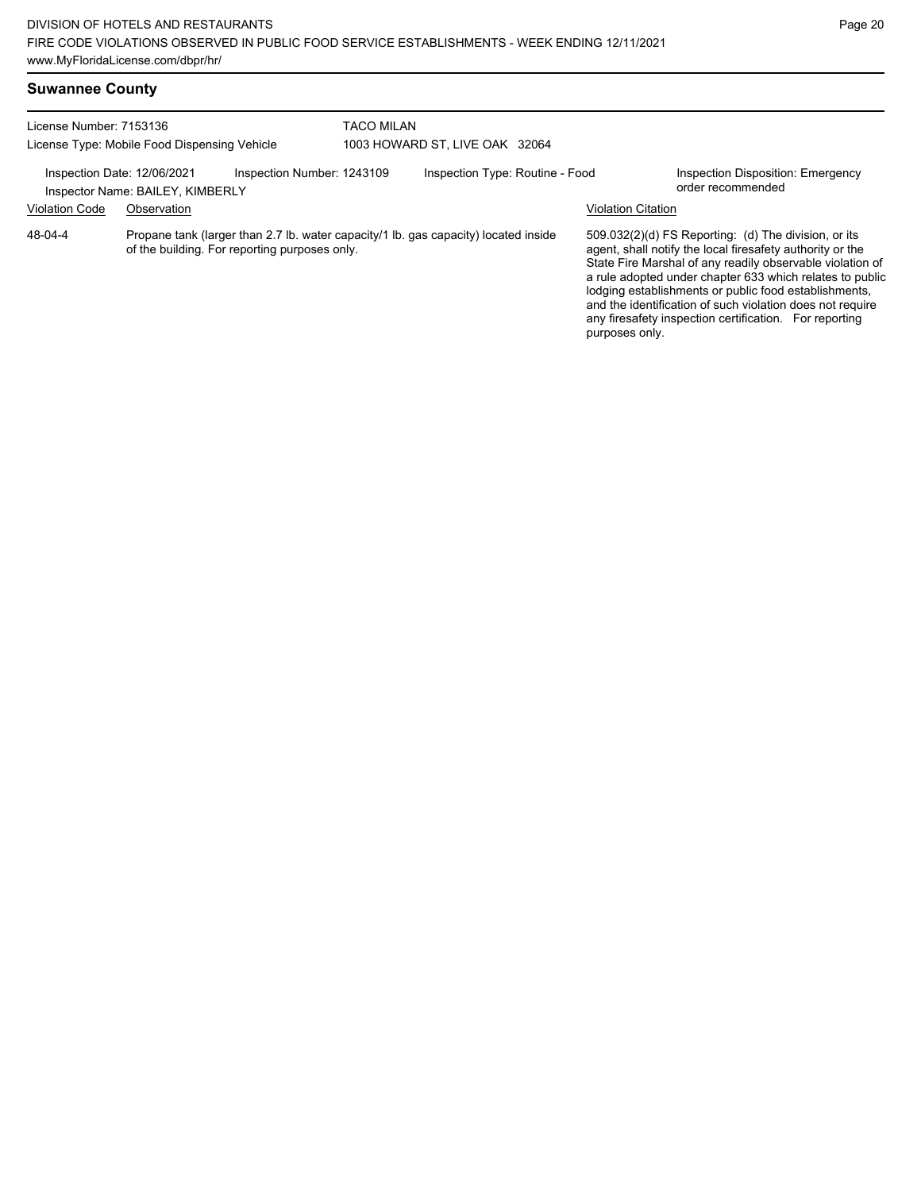## Suwannee County

License Number: 7153136
License Type: Mobile Food Dispensing Vehicle

TACO MILAN
1003 HOWARD ST, LIVE OAK 32064

Inspection Date: 12/06/2021 | Inspection Number: 1243109 | Inspection Type: Routine - Food | Inspection Disposition: Emergency order recommended

Inspector Name: BAILEY, KIMBERLY

| Violation Code | Observation | Violation Citation |
| --- | --- | --- |
| 48-04-4 | Propane tank (larger than 2.7 lb. water capacity/1 lb. gas capacity) located inside of the building. For reporting purposes only. | 509.032(2)(d) FS Reporting: (d) The division, or its agent, shall notify the local firesafety authority or the State Fire Marshal of any readily observable violation of a rule adopted under chapter 633 which relates to public lodging establishments or public food establishments, and the identification of such violation does not require any firesafety inspection certification. For reporting purposes only. |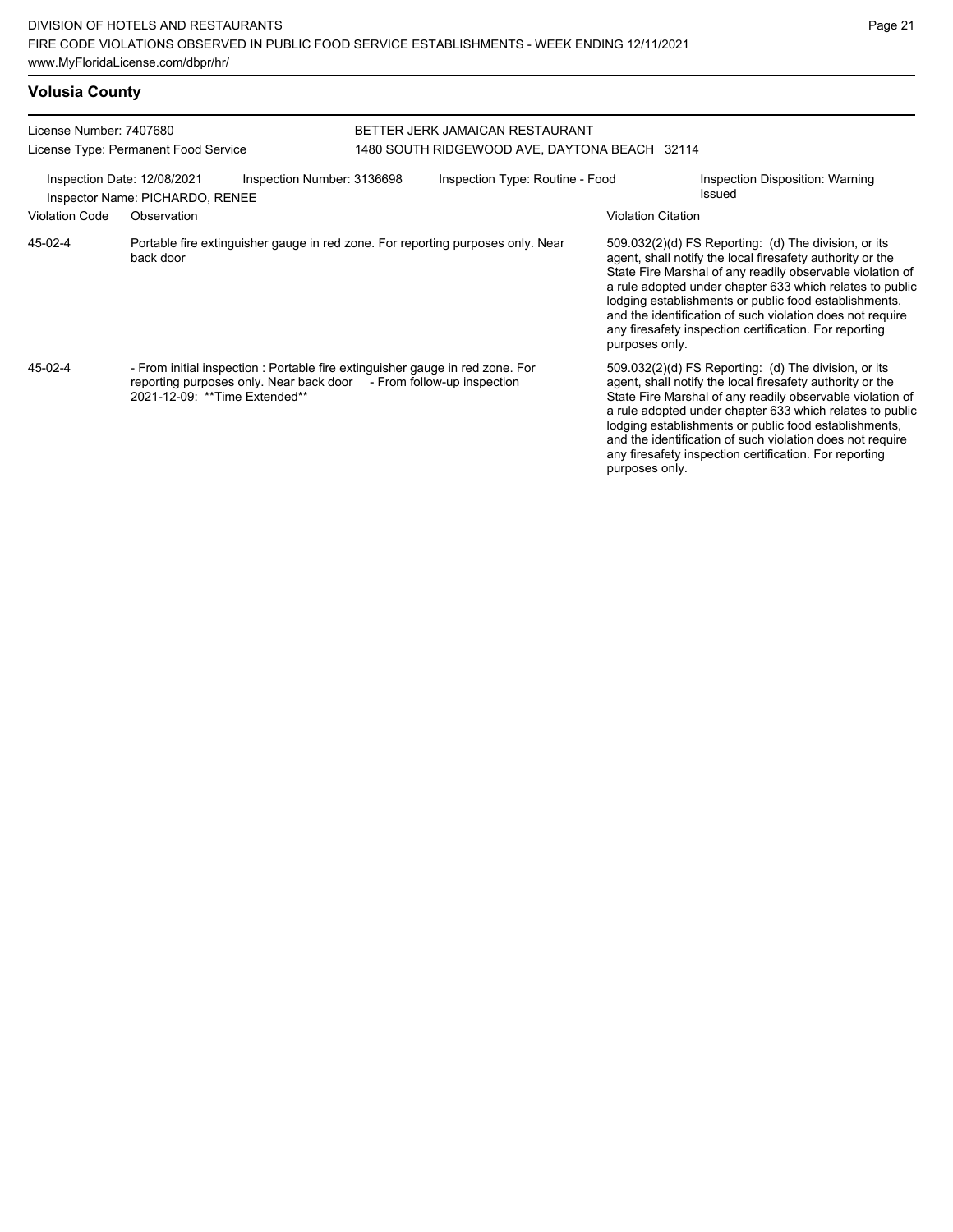## Volusia County

License Number: 7407680
License Type: Permanent Food Service

BETTER JERK JAMAICAN RESTAURANT
1480 SOUTH RIDGEWOOD AVE, DAYTONA BEACH 32114

Inspection Date: 12/08/2021
Inspector Name: PICHARDO, RENEE
Inspection Number: 3136698
Inspection Type: Routine - Food
Inspection Disposition: Warning Issued

| Violation Code | Observation | Violation Citation |
| --- | --- | --- |
| 45-02-4 | Portable fire extinguisher gauge in red zone. For reporting purposes only. Near back door | 509.032(2)(d) FS Reporting: (d) The division, or its agent, shall notify the local firesafety authority or the State Fire Marshal of any readily observable violation of a rule adopted under chapter 633 which relates to public lodging establishments or public food establishments, and the identification of such violation does not require any firesafety inspection certification. For reporting purposes only. |
| 45-02-4 | - From initial inspection : Portable fire extinguisher gauge in red zone. For reporting purposes only. Near back door - From follow-up inspection 2021-12-09: **Time Extended** | 509.032(2)(d) FS Reporting: (d) The division, or its agent, shall notify the local firesafety authority or the State Fire Marshal of any readily observable violation of a rule adopted under chapter 633 which relates to public lodging establishments or public food establishments, and the identification of such violation does not require any firesafety inspection certification. For reporting purposes only. |